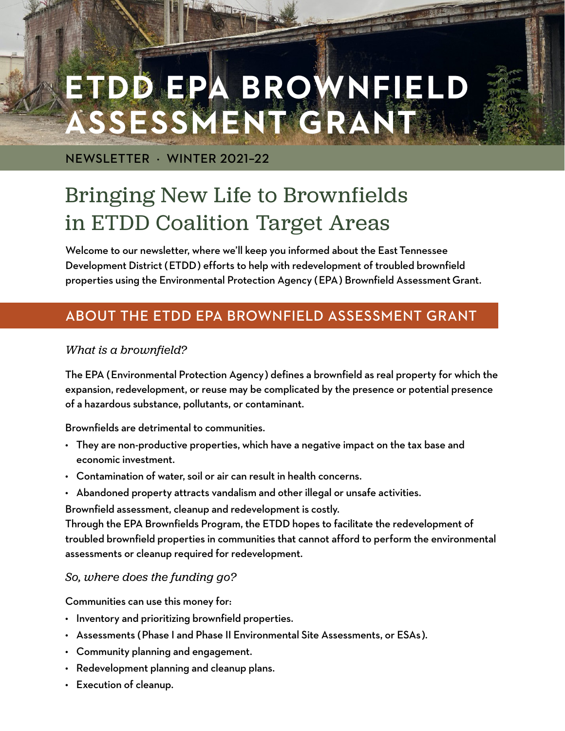# ETDD EPA BROWNFIELD ASSESSMENT GRANT

NEWSLETTER · WINTER 2021–22

## Bringing New Life to Brownfields in ETDD Coalition Target Areas

Welcome to our newsletter, where we'll keep you informed about the East Tennessee Development District (ETDD) efforts to help with redevelopment of troubled brownfield properties using the Environmental Protection Agency (EPA) Brownfield Assessment Grant.

## ABOUT THE ETDD EPA BROWNFIELD ASSESSMENT GRANT

### *What is a brownfield?*

The EPA (Environmental Protection Agency) defines a brownfield as real property for which the expansion, redevelopment, or reuse may be complicated by the presence or potential presence of a hazardous substance, pollutants, or contaminant.

Brownfields are detrimental to communities.

- They are non-productive properties, which have a negative impact on the tax base and economic investment.
- Contamination of water, soil or air can result in health concerns.
- Abandoned property attracts vandalism and other illegal or unsafe activities.

Brownfield assessment, cleanup and redevelopment is costly.

Through the EPA Brownfields Program, the ETDD hopes to facilitate the redevelopment of troubled brownfield properties in communities that cannot afford to perform the environmental assessments or cleanup required for redevelopment.

### *So, where does the funding go?*

Communities can use this money for:

- Inventory and prioritizing brownfield properties.
- Assessments (Phase I and Phase II Environmental Site Assessments, or ESAs).
- Community planning and engagement.
- Redevelopment planning and cleanup plans.
- Execution of cleanup.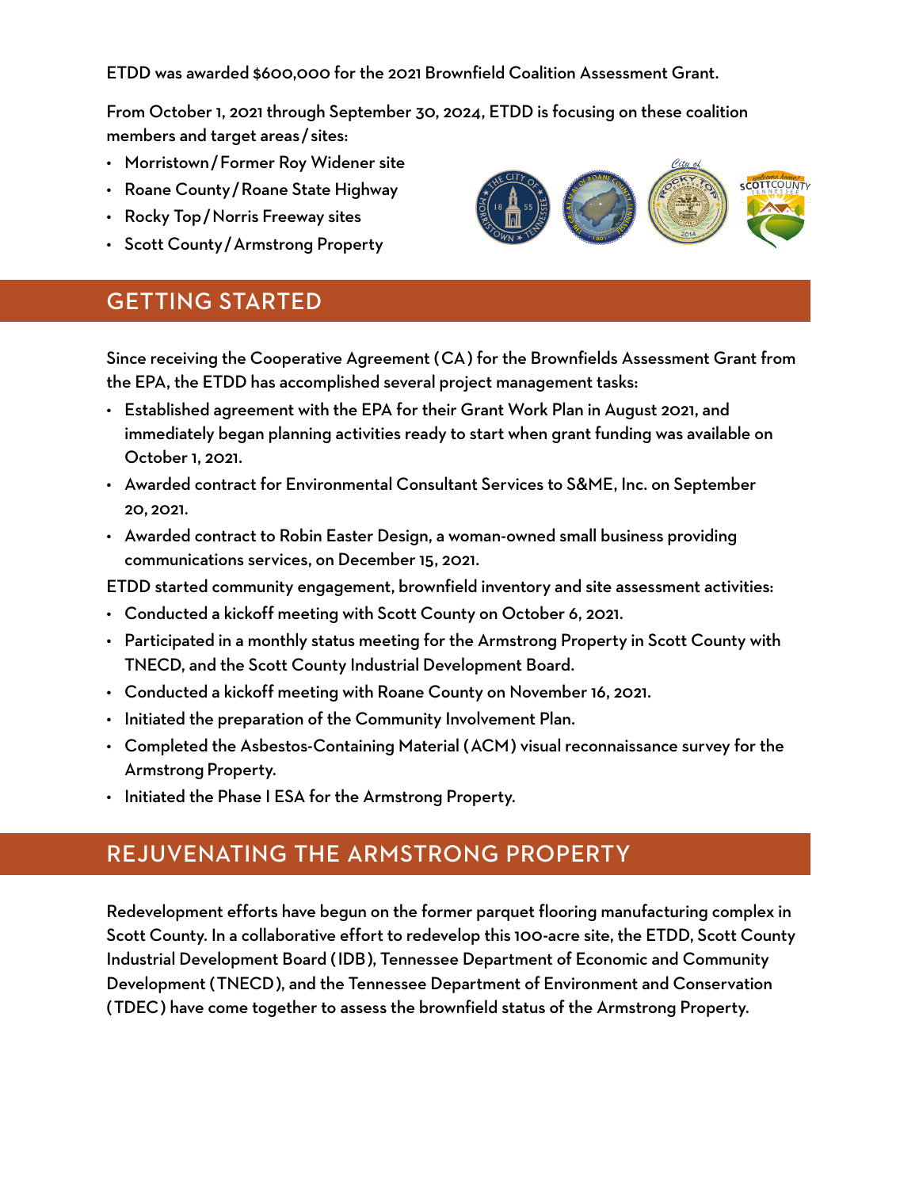ETDD was awarded $600,000 for the 2021 Brownfield Coalition Assessment Grant.

From October 1, 2021 through September 30, 2024, ETDD is focusing on these coalition members and target areas / sites:

- Morristown / Former Roy Widener site
- Roane County / Roane State Highway
- Rocky Top / Norris Freeway sites
- Scott County / Armstrong Property

## GETTING STARTED

Since receiving the Cooperative Agreement (CA) for the Brownfields Assessment Grant from the EPA, the ETDD has accomplished several project management tasks:

- Established agreement with the EPA for their Grant Work Plan in August 2021, and immediately began planning activities ready to start when grant funding was available on October 1, 2021.
- Awarded contract for Environmental Consultant Services to S&ME, Inc. on September 20, 2021.
- Awarded contract to Robin Easter Design, a woman-owned small business providing communications services, on December 15, 2021.

ETDD started community engagement, brownfield inventory and site assessment activities:

- Conducted a kickoff meeting with Scott County on October 6, 2021.
- Participated in a monthly status meeting for the Armstrong Property in Scott County with TNECD, and the Scott County Industrial Development Board.
- Conducted a kickoff meeting with Roane County on November 16, 2021.
- Initiated the preparation of the Community Involvement Plan.
- Completed the Asbestos-Containing Material (ACM) visual reconnaissance survey for the Armstrong Property.
- Initiated the Phase I ESA for the Armstrong Property.

## REJUVENATING THE ARMSTRONG PROPERTY

Redevelopment efforts have begun on the former parquet flooring manufacturing complex in Scott County. In a collaborative effort to redevelop this 100-acre site, the ETDD, Scott County Industrial Development Board (IDB), Tennessee Department of Economic and Community Development (TNECD), and the Tennessee Department of Environment and Conservation (TDEC) have come together to assess the brownfield status of the Armstrong Property.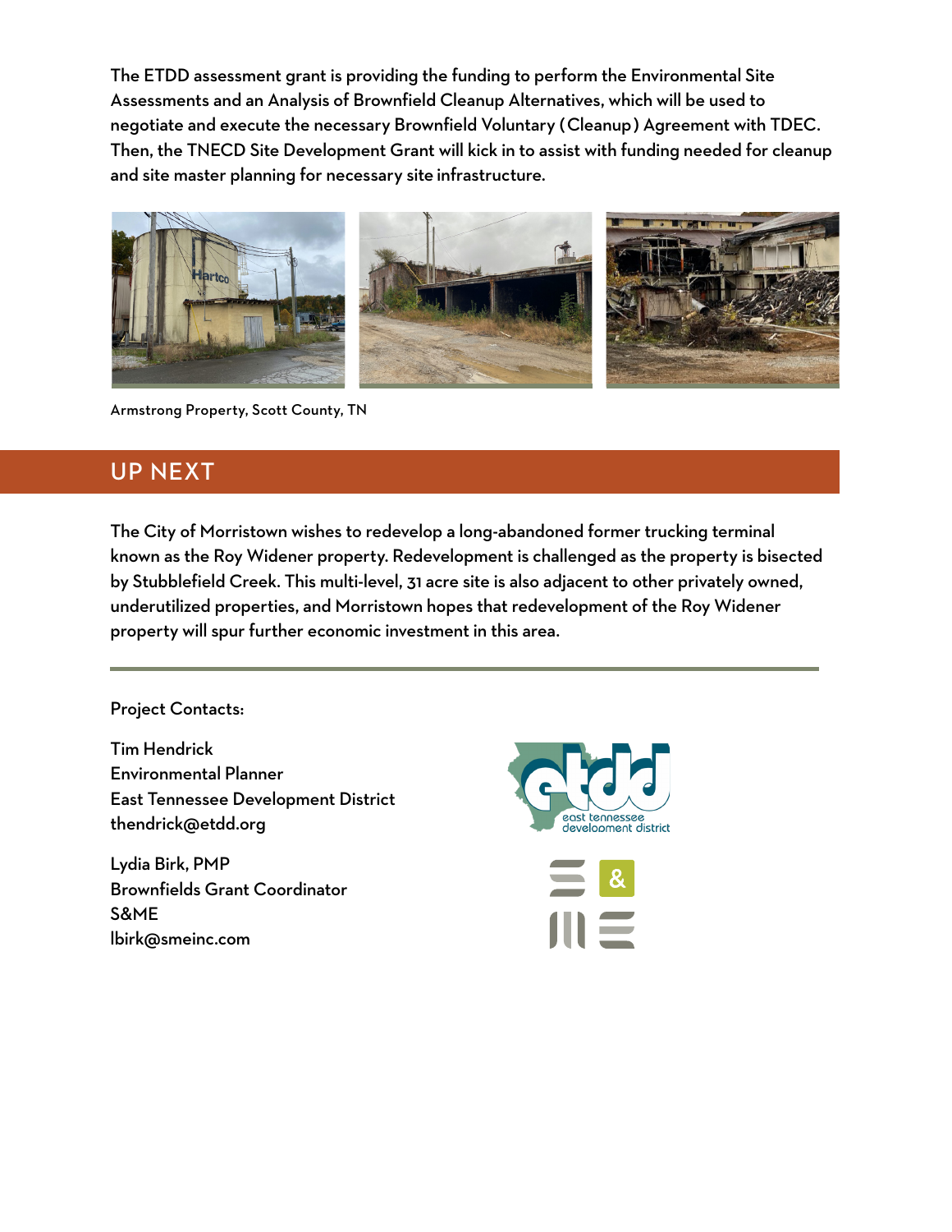The ETDD assessment grant is providing the funding to perform the Environmental Site Assessments and an Analysis of Brownfield Cleanup Alternatives, which will be used to negotiate and execute the necessary Brownfield Voluntary (Cleanup) Agreement with TDEC. Then, the TNECD Site Development Grant will kick in to assist with funding needed for cleanup and site master planning for necessary site infrastructure.

Armstrong Property, Scott County, TN

## UP NEXT

The City of Morristown wishes to redevelop a long-abandoned former trucking terminal known as the Roy Widener property. Redevelopment is challenged as the property is bisected by Stubblefield Creek. This multi-level, 31 acre site is also adjacent to other privately owned, underutilized properties, and Morristown hopes that redevelopment of the Roy Widener property will spur further economic investment in this area.

---

Project Contacts:

Tim Hendrick
Environmental Planner
East Tennessee Development District
thendrick@etdd.org

Lydia Birk, PMP
Brownfields Grant Coordinator
S&ME
lbirk@smeinc.com